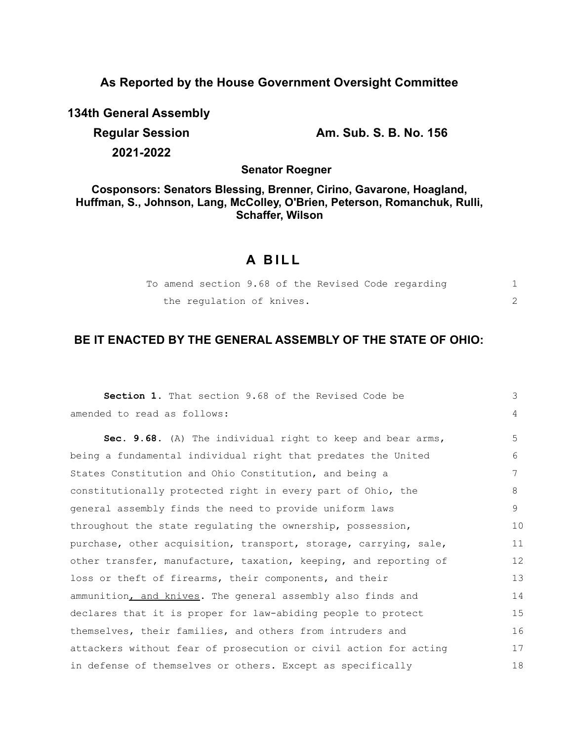**As Reported by the House Government Oversight Committee**

**134th General Assembly**

**Regular Session**

**2021-2022**

**Am. Sub. S. B. No. 156**

**Senator Roegner**

**Cosponsors: Senators Blessing, Brenner, Cirino, Gavarone, Hoagland, Huffman, S., Johnson, Lang, McColley, O'Brien, Peterson, Romanchuk, Rulli, Schaffer, Wilson**

# A BILL

To amend section 9.68 of the Revised Code regarding the regulation of knives.

## BE IT ENACTED BY THE GENERAL ASSEMBLY OF THE STATE OF OHIO:

**Section 1.** That section 9.68 of the Revised Code be amended to read as follows:

**Sec. 9.68.** (A) The individual right to keep and bear arms, being a fundamental individual right that predates the United States Constitution and Ohio Constitution, and being a constitutionally protected right in every part of Ohio, the general assembly finds the need to provide uniform laws throughout the state regulating the ownership, possession, purchase, other acquisition, transport, storage, carrying, sale, other transfer, manufacture, taxation, keeping, and reporting of loss or theft of firearms, their components, and their ammunition, and knives. The general assembly also finds and declares that it is proper for law-abiding people to protect themselves, their families, and others from intruders and attackers without fear of prosecution or civil action for acting in defense of themselves or others. Except as specifically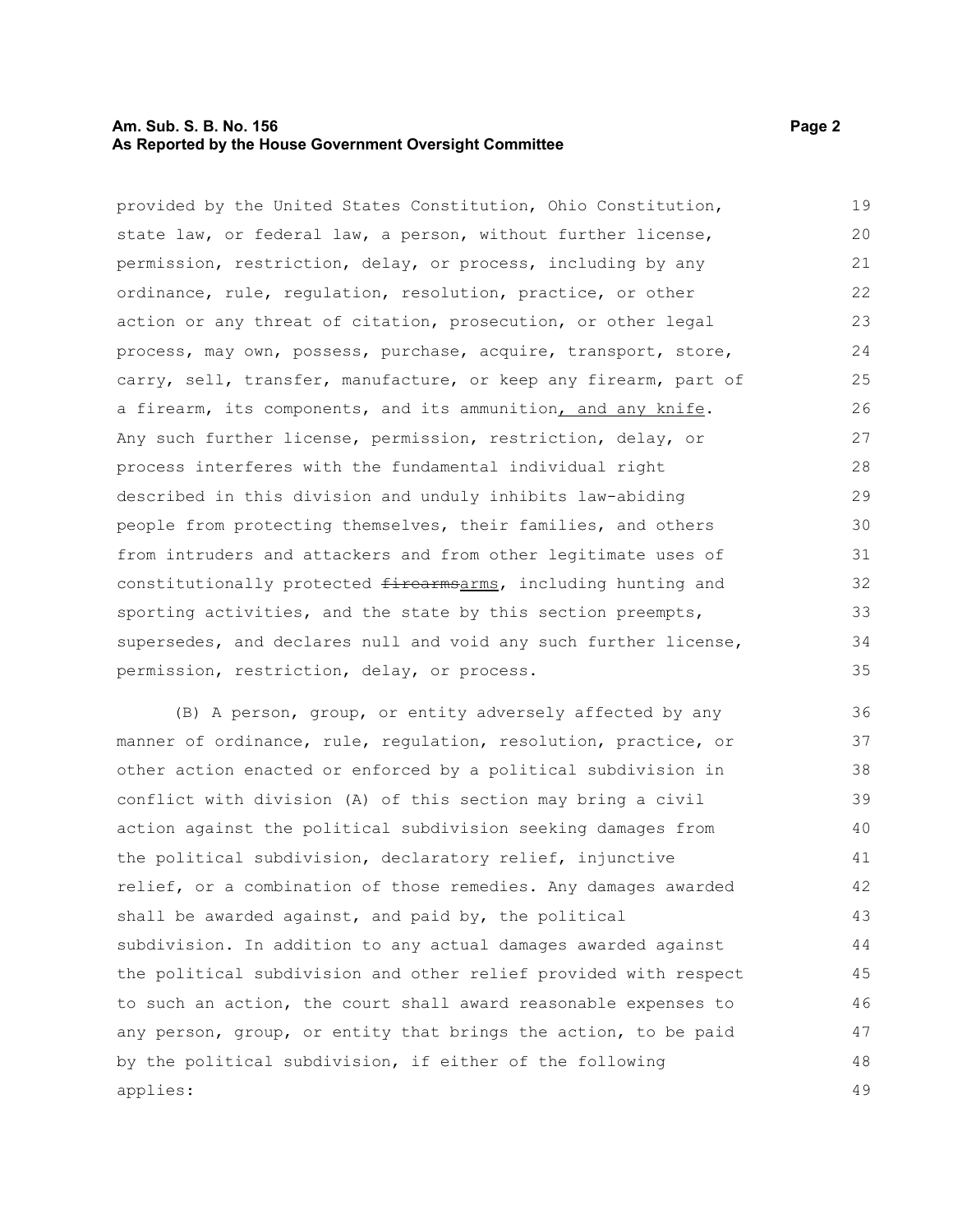provided by the United States Constitution, Ohio Constitution, state law, or federal law, a person, without further license, permission, restriction, delay, or process, including by any ordinance, rule, regulation, resolution, practice, or other action or any threat of citation, prosecution, or other legal process, may own, possess, purchase, acquire, transport, store, carry, sell, transfer, manufacture, or keep any firearm, part of a firearm, its components, and its ammunition, and any knife. Any such further license, permission, restriction, delay, or process interferes with the fundamental individual right described in this division and unduly inhibits law-abiding people from protecting themselves, their families, and others from intruders and attackers and from other legitimate uses of constitutionally protected ~~firearms~~arms, including hunting and sporting activities, and the state by this section preempts, supersedes, and declares null and void any such further license, permission, restriction, delay, or process.

(B) A person, group, or entity adversely affected by any manner of ordinance, rule, regulation, resolution, practice, or other action enacted or enforced by a political subdivision in conflict with division (A) of this section may bring a civil action against the political subdivision seeking damages from the political subdivision, declaratory relief, injunctive relief, or a combination of those remedies. Any damages awarded shall be awarded against, and paid by, the political subdivision. In addition to any actual damages awarded against the political subdivision and other relief provided with respect to such an action, the court shall award reasonable expenses to any person, group, or entity that brings the action, to be paid by the political subdivision, if either of the following applies: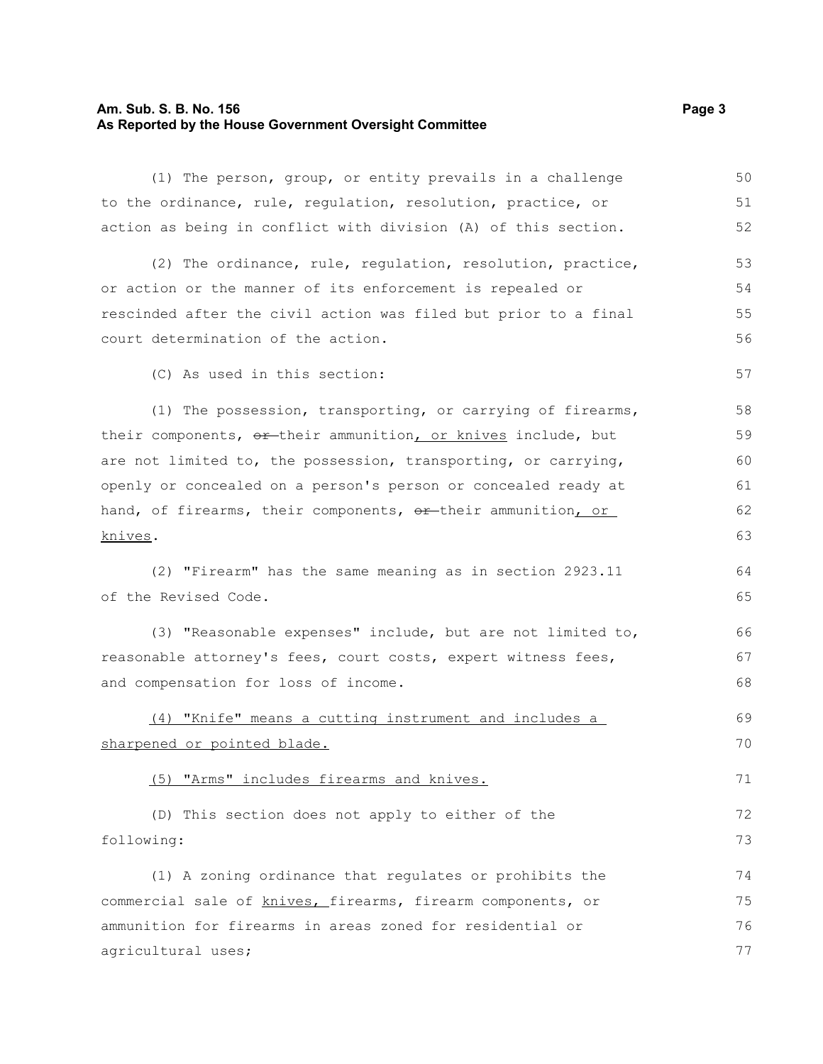(1) The person, group, or entity prevails in a challenge to the ordinance, rule, regulation, resolution, practice, or action as being in conflict with division (A) of this section.

(2) The ordinance, rule, regulation, resolution, practice, or action or the manner of its enforcement is repealed or rescinded after the civil action was filed but prior to a final court determination of the action.

(C) As used in this section:

(1) The possession, transporting, or carrying of firearms, their components, ~~or~~ their ammunition, or knives include, but are not limited to, the possession, transporting, or carrying, openly or concealed on a person's person or concealed ready at hand, of firearms, their components, ~~or~~ their ammunition, or knives.

(2) "Firearm" has the same meaning as in section 2923.11 of the Revised Code.

(3) "Reasonable expenses" include, but are not limited to, reasonable attorney's fees, court costs, expert witness fees, and compensation for loss of income.

(4) "Knife" means a cutting instrument and includes a sharpened or pointed blade.

(5) "Arms" includes firearms and knives.

(D) This section does not apply to either of the following:

(1) A zoning ordinance that regulates or prohibits the commercial sale of knives, firearms, firearm components, or ammunition for firearms in areas zoned for residential or agricultural uses;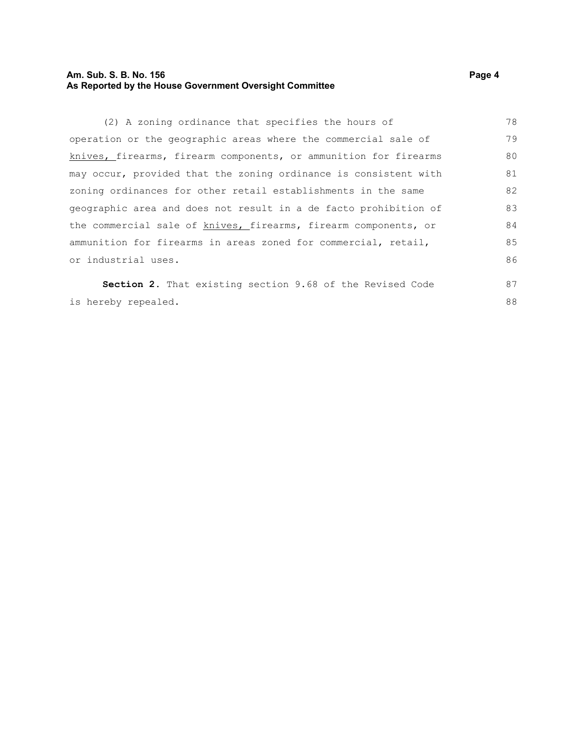(2) A zoning ordinance that specifies the hours of operation or the geographic areas where the commercial sale of <u>knives,</u> firearms, firearm components, or ammunition for firearms may occur, provided that the zoning ordinance is consistent with zoning ordinances for other retail establishments in the same geographic area and does not result in a de facto prohibition of the commercial sale of <u>knives,</u> firearms, firearm components, or ammunition for firearms in areas zoned for commercial, retail, or industrial uses.

**Section 2.** That existing section 9.68 of the Revised Code is hereby repealed.